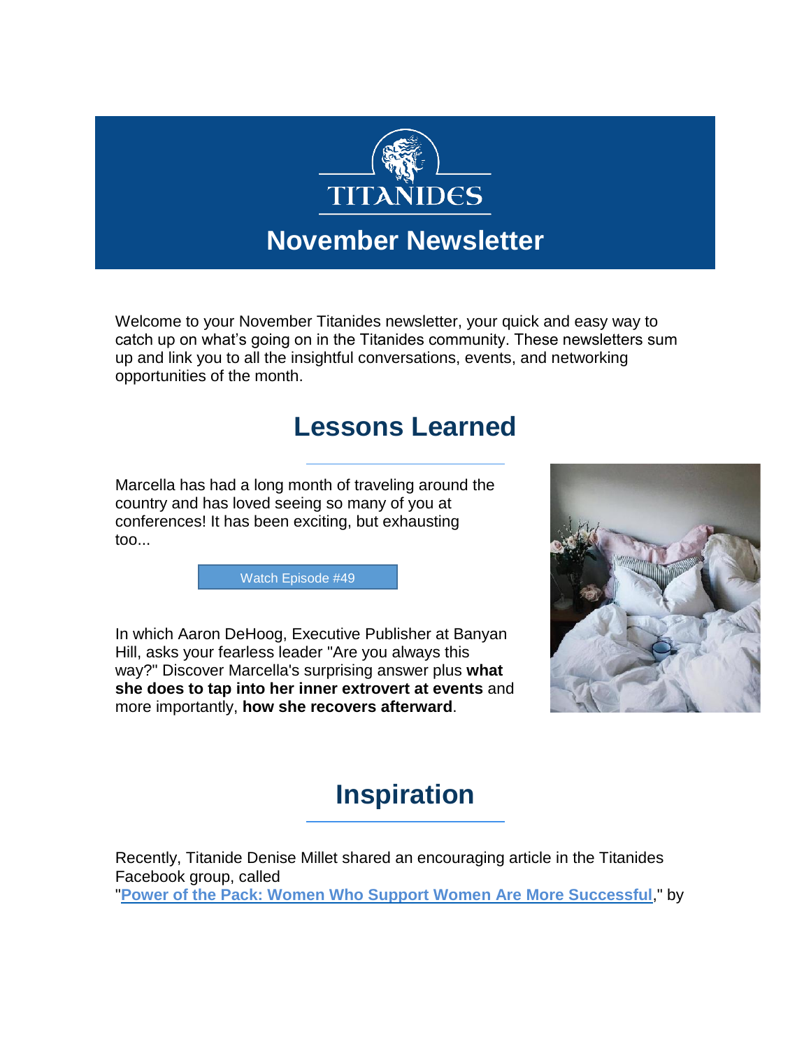TITANIDES

# November Newsletter

Welcome to your November Titanides newsletter, your quick and easy way to catch up on what's going on in the Titanides community. These newsletters sum up and link you to all the insightful conversations, events, and networking opportunities of the month.

## Lessons Learned

Marcella has had a long month of traveling around the country and has loved seeing so many of you at conferences! It has been exciting, but exhausting too...

Watch Episode #49

In which Aaron DeHoog, Executive Publisher at Banyan Hill, asks your fearless leader "Are you always this way?" Discover Marcella's surprising answer plus **what she does to tap into her inner extrovert at events** and more importantly, **how she recovers afterward**.

## Inspiration

Recently, Titanide Denise Millet shared an encouraging article in the Titanides Facebook group, called "**Power of the Pack: Women Who Support Women Are More Successful**," by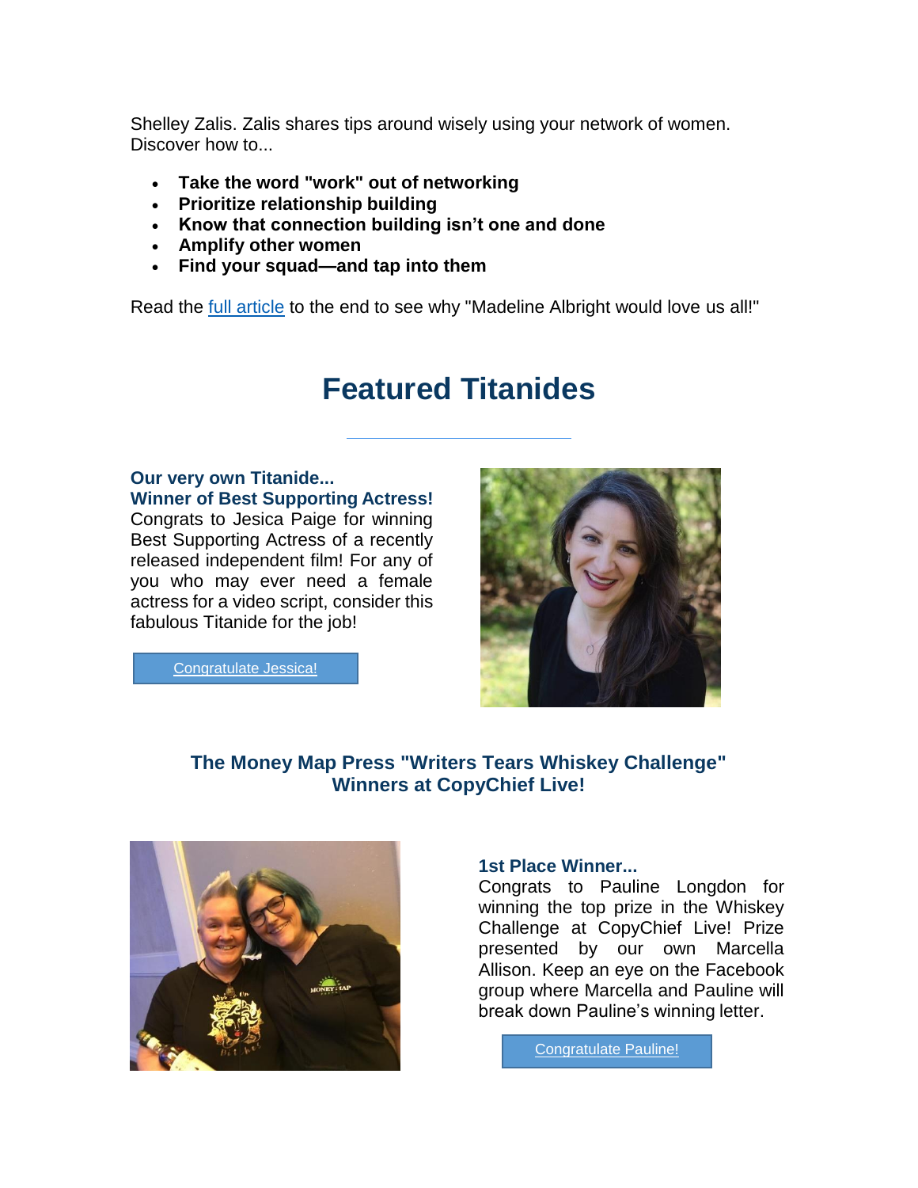Shelley Zalis. Zalis shares tips around wisely using your network of women. Discover how to...

- **Take the word "work" out of networking**
- **Prioritize relationship building**
- **Know that connection building isn't one and done**
- **Amplify other women**
- **Find your squad—and tap into them**

Read the full article to the end to see why "Madeline Albright would love us all!"

# Featured Titanides

**Our very own Titanide...**
**Winner of Best Supporting Actress!**
Congrats to Jesica Paige for winning Best Supporting Actress of a recently released independent film! For any of you who may ever need a female actress for a video script, consider this fabulous Titanide for the job!

Congratulate Jessica!

## The Money Map Press "Writers Tears Whiskey Challenge" Winners at CopyChief Live!

**1st Place Winner...**
Congrats to Pauline Longdon for winning the top prize in the Whiskey Challenge at CopyChief Live! Prize presented by our own Marcella Allison. Keep an eye on the Facebook group where Marcella and Pauline will break down Pauline's winning letter.

Congratulate Pauline!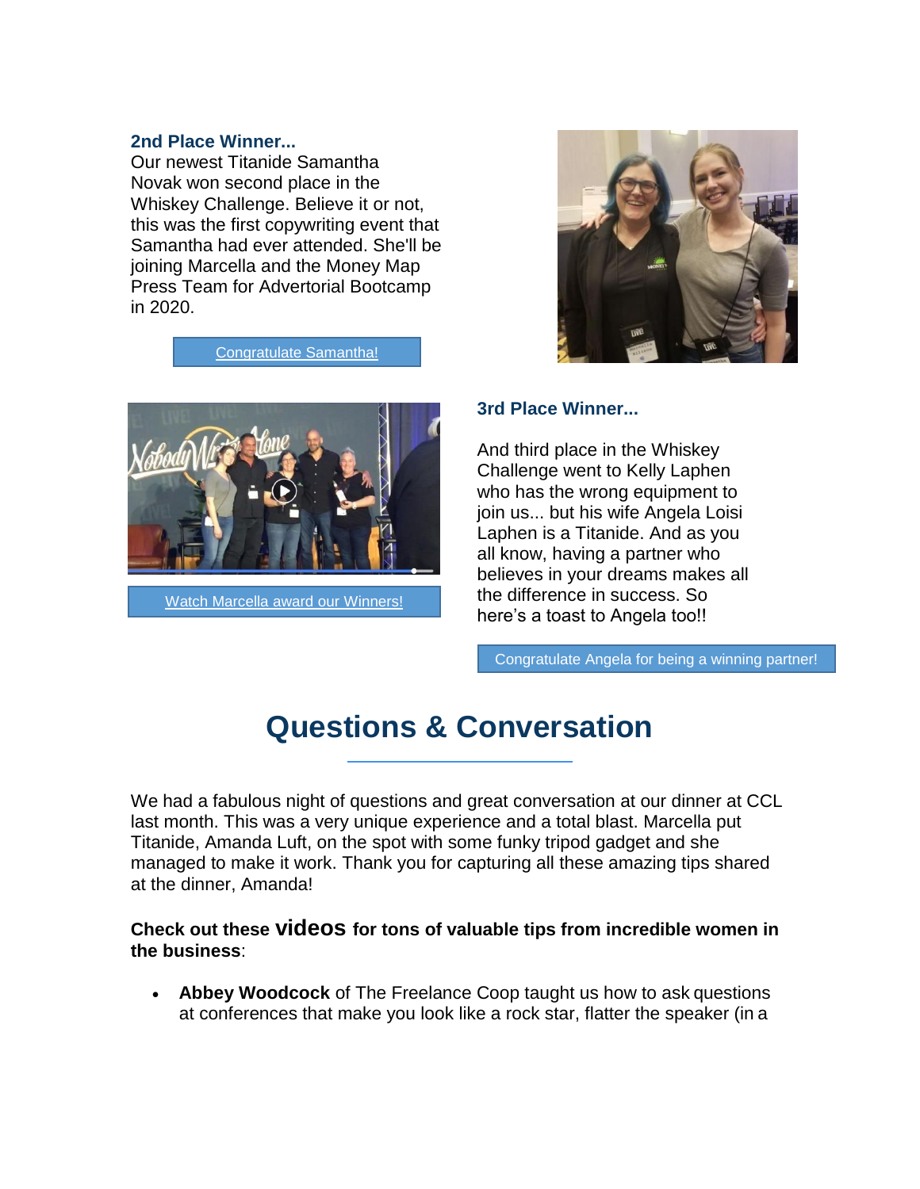### 2nd Place Winner...

Our newest Titanide Samantha Novak won second place in the Whiskey Challenge. Believe it or not, this was the first copywriting event that Samantha had ever attended. She'll be joining Marcella and the Money Map Press Team for Advertorial Bootcamp in 2020.

Congratulate Samantha!

Watch Marcella award our Winners!

### 3rd Place Winner...

And third place in the Whiskey Challenge went to Kelly Laphen who has the wrong equipment to join us... but his wife Angela Loisi Laphen is a Titanide. And as you all know, having a partner who believes in your dreams makes all the difference in success. So here's a toast to Angela too!!

Congratulate Angela for being a winning partner!

# Questions & Conversation

We had a fabulous night of questions and great conversation at our dinner at CCL last month. This was a very unique experience and a total blast. Marcella put Titanide, Amanda Luft, on the spot with some funky tripod gadget and she managed to make it work. Thank you for capturing all these amazing tips shared at the dinner, Amanda!

**Check out these videos for tons of valuable tips from incredible women in the business**:

- **Abbey Woodcock** of The Freelance Coop taught us how to ask questions at conferences that make you look like a rock star, flatter the speaker (in a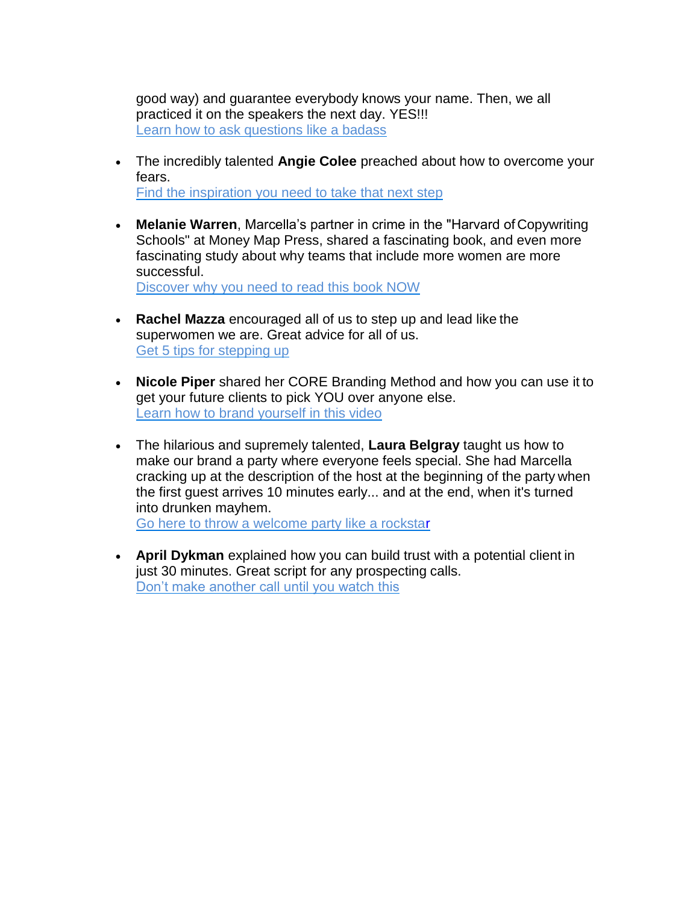good way) and guarantee everybody knows your name. Then, we all practiced it on the speakers the next day. YES!!!
Learn how to ask questions like a badass

- The incredibly talented **Angie Colee** preached about how to overcome your fears.
  Find the inspiration you need to take that next step

- **Melanie Warren**, Marcella's partner in crime in the "Harvard of Copywriting Schools" at Money Map Press, shared a fascinating book, and even more fascinating study about why teams that include more women are more successful.
  Discover why you need to read this book NOW

- **Rachel Mazza** encouraged all of us to step up and lead like the superwomen we are. Great advice for all of us.
  Get 5 tips for stepping up

- **Nicole Piper** shared her CORE Branding Method and how you can use it to get your future clients to pick YOU over anyone else.
  Learn how to brand yourself in this video

- The hilarious and supremely talented, **Laura Belgray** taught us how to make our brand a party where everyone feels special. She had Marcella cracking up at the description of the host at the beginning of the party when the first guest arrives 10 minutes early... and at the end, when it's turned into drunken mayhem.
  Go here to throw a welcome party like a rockstar

- **April Dykman** explained how you can build trust with a potential client in just 30 minutes. Great script for any prospecting calls.
  Don't make another call until you watch this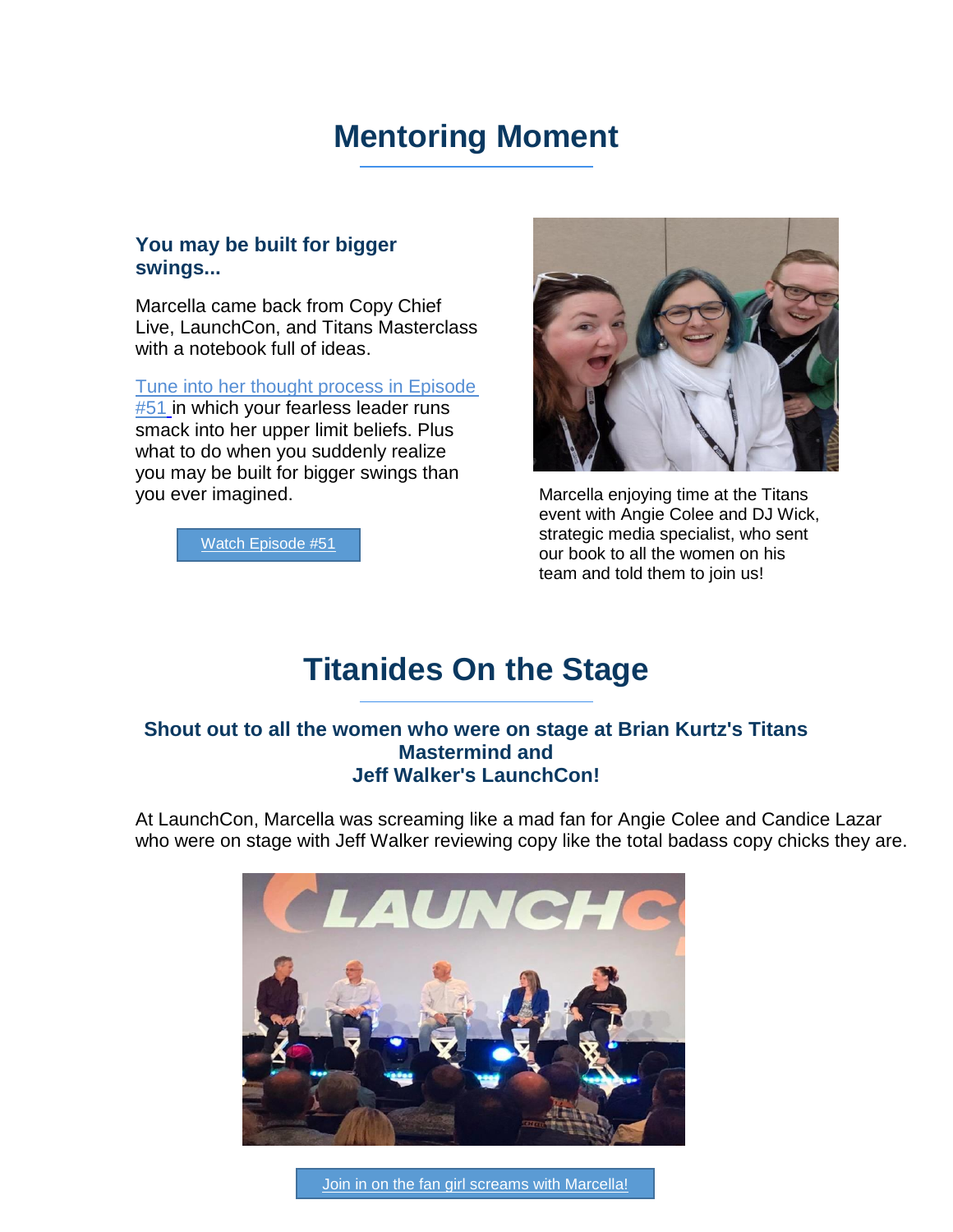# Mentoring Moment

### You may be built for bigger swings...

Marcella came back from Copy Chief Live, LaunchCon, and Titans Masterclass with a notebook full of ideas.

Tune into her thought process in Episode #51 in which your fearless leader runs smack into her upper limit beliefs. Plus what to do when you suddenly realize you may be built for bigger swings than you ever imagined.

Watch Episode #51

Marcella enjoying time at the Titans event with Angie Colee and DJ Wick, strategic media specialist, who sent our book to all the women on his team and told them to join us!

# Titanides On the Stage

### Shout out to all the women who were on stage at Brian Kurtz's Titans Mastermind and Jeff Walker's LaunchCon!

At LaunchCon, Marcella was screaming like a mad fan for Angie Colee and Candice Lazar who were on stage with Jeff Walker reviewing copy like the total badass copy chicks they are.

Join in on the fan girl screams with Marcella!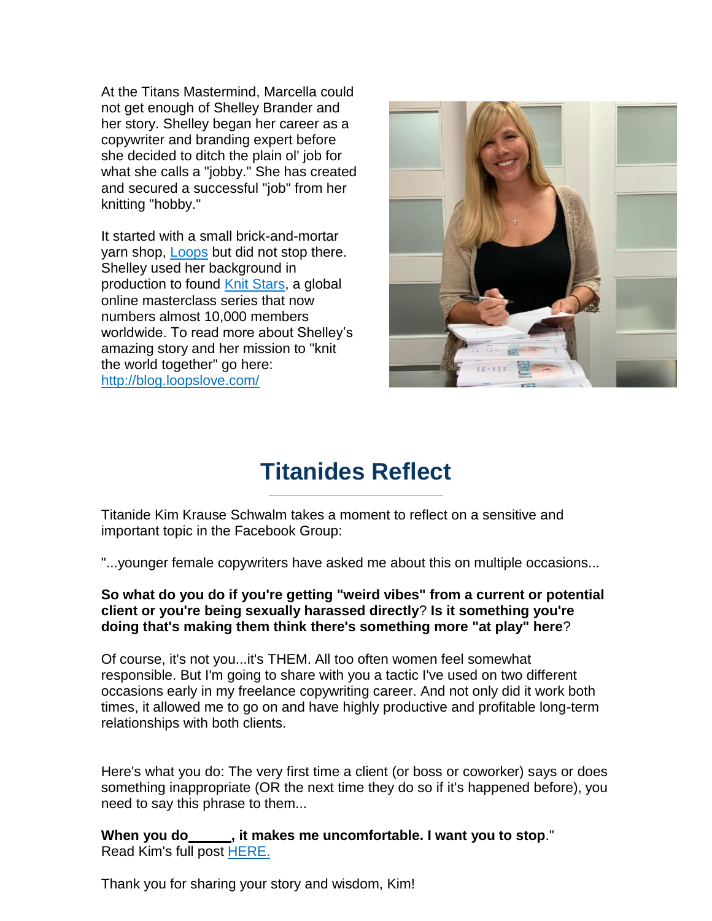At the Titans Mastermind, Marcella could not get enough of Shelley Brander and her story. Shelley began her career as a copywriter and branding expert before she decided to ditch the plain ol' job for what she calls a "jobby." She has created and secured a successful "job" from her knitting "hobby."

It started with a small brick-and-mortar yarn shop, [Loops](#) but did not stop there. Shelley used her background in production to found [Knit Stars](#), a global online masterclass series that now numbers almost 10,000 members worldwide. To read more about Shelley's amazing story and her mission to "knit the world together" go here: [http://blog.loopslove.com/](http://blog.loopslove.com/)

## Titanides Reflect

Titanide Kim Krause Schwalm takes a moment to reflect on a sensitive and important topic in the Facebook Group:

"...younger female copywriters have asked me about this on multiple occasions...

**So what do you do if you're getting "weird vibes" from a current or potential client or you're being sexually harassed directly**? **Is it something you're doing that's making them think there's something more "at play" here**?

Of course, it's not you...it's THEM. All too often women feel somewhat responsible. But I'm going to share with you a tactic I've used on two different occasions early in my freelance copywriting career. And not only did it work both times, it allowed me to go on and have highly productive and profitable long-term relationships with both clients.

Here's what you do: The very first time a client (or boss or coworker) says or does something inappropriate (OR the next time they do so if it's happened before), you need to say this phrase to them...

**When you do\_\_\_\_\_\_, it makes me uncomfortable. I want you to stop**."
Read Kim's full post [HERE.](#)

Thank you for sharing your story and wisdom, Kim!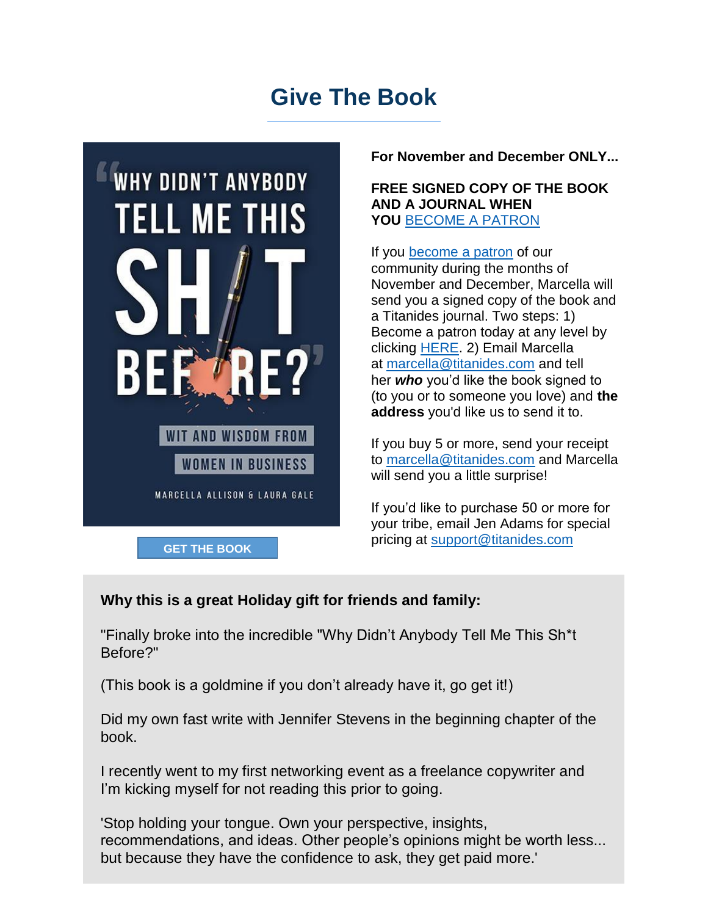# Give The Book

**For November and December ONLY...**

**FREE SIGNED COPY OF THE BOOK AND A JOURNAL WHEN YOU** BECOME A PATRON

If you become a patron of our community during the months of November and December, Marcella will send you a signed copy of the book and a Titanides journal. Two steps: 1) Become a patron today at any level by clicking HERE. 2) Email Marcella at marcella@titanides.com and tell her ***who*** you'd like the book signed to (to you or to someone you love) and **the address** you'd like us to send it to.

If you buy 5 or more, send your receipt to marcella@titanides.com and Marcella will send you a little surprise!

If you'd like to purchase 50 or more for your tribe, email Jen Adams for special pricing at support@titanides.com

GET THE BOOK

**Why this is a great Holiday gift for friends and family:**

"Finally broke into the incredible "Why Didn't Anybody Tell Me This Sh*t Before?"

(This book is a goldmine if you don't already have it, go get it!)

Did my own fast write with Jennifer Stevens in the beginning chapter of the book.

I recently went to my first networking event as a freelance copywriter and I'm kicking myself for not reading this prior to going.

'Stop holding your tongue. Own your perspective, insights, recommendations, and ideas. Other people's opinions might be worth less... but because they have the confidence to ask, they get paid more.'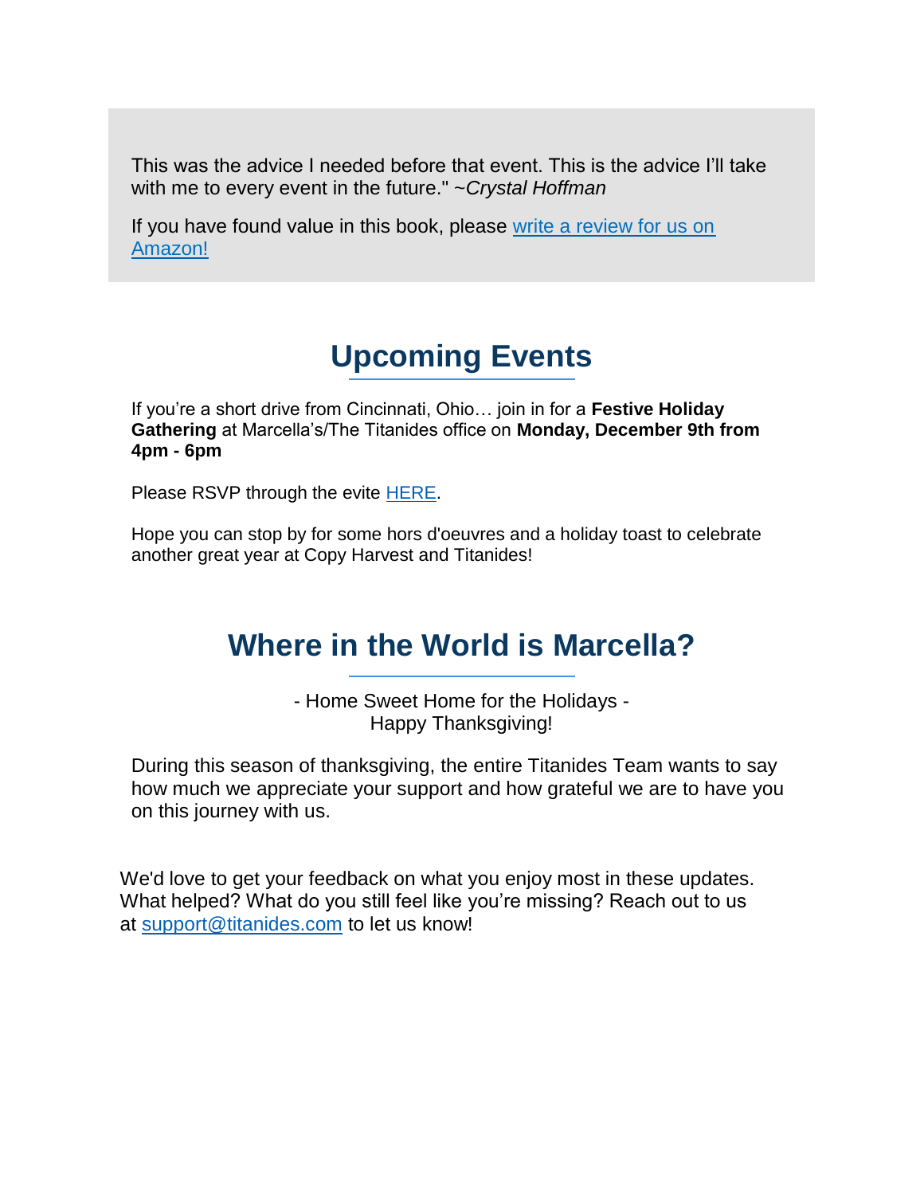This was the advice I needed before that event. This is the advice I'll take with me to every event in the future." ~*Crystal Hoffman*

If you have found value in this book, please write a review for us on Amazon!

## Upcoming Events

If you're a short drive from Cincinnati, Ohio… join in for a **Festive Holiday Gathering** at Marcella's/The Titanides office on **Monday, December 9th from 4pm - 6pm**

Please RSVP through the evite HERE.

Hope you can stop by for some hors d'oeuvres and a holiday toast to celebrate another great year at Copy Harvest and Titanides!

## Where in the World is Marcella?

- Home Sweet Home for the Holidays -
Happy Thanksgiving!

During this season of thanksgiving, the entire Titanides Team wants to say how much we appreciate your support and how grateful we are to have you on this journey with us.

We'd love to get your feedback on what you enjoy most in these updates. What helped? What do you still feel like you're missing? Reach out to us at support@titanides.com to let us know!